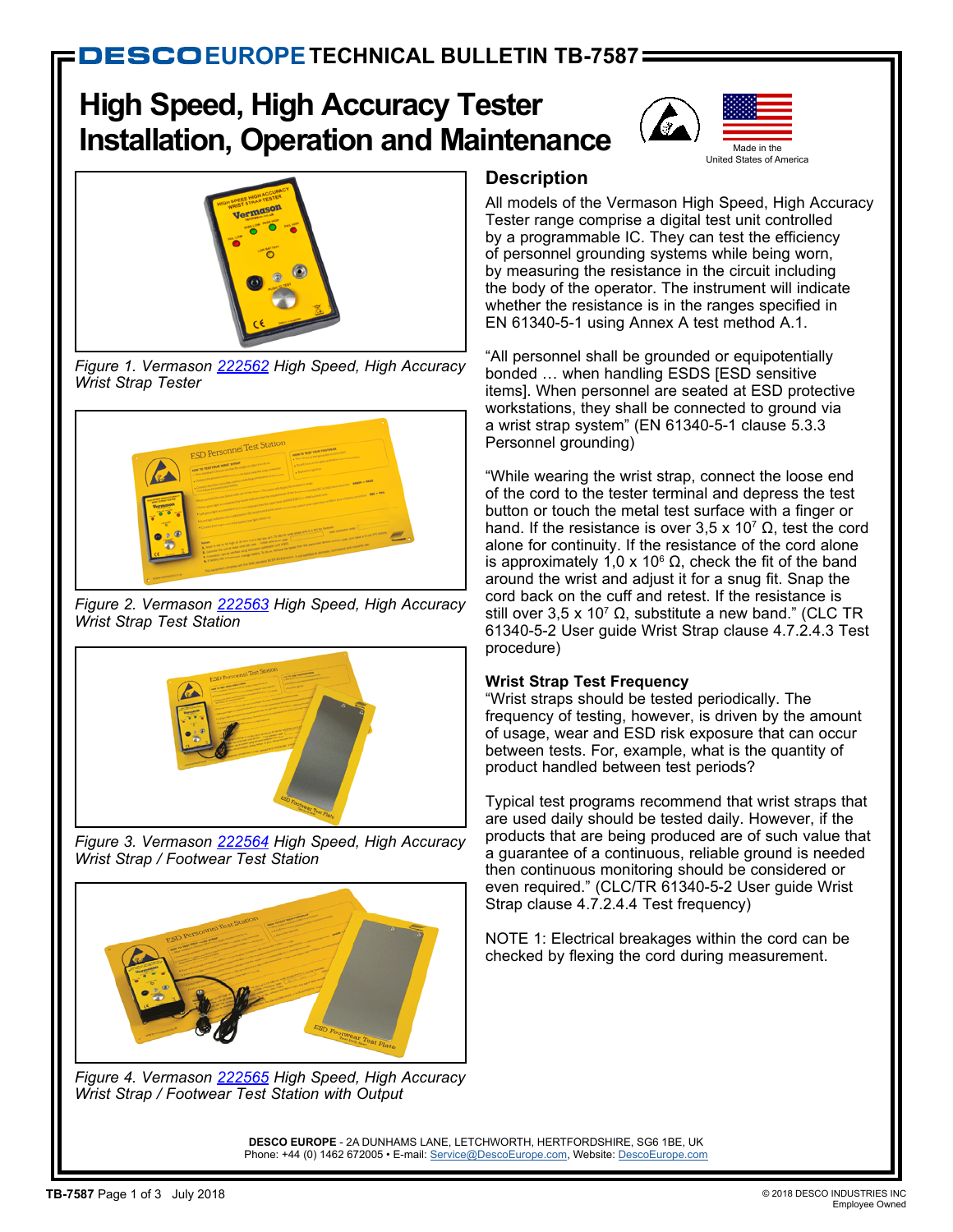DESCO EUROPE TECHNICAL BULLETIN TB-7587

# High Speed, High Accuracy Tester Installation, Operation and Maintenance

Made in the United States of America

Figure 1. Vermason 222562 High Speed, High Accuracy Wrist Strap Tester

Figure 2. Vermason 222563 High Speed, High Accuracy Wrist Strap Test Station

Figure 3. Vermason 222564 High Speed, High Accuracy Wrist Strap / Footwear Test Station

Figure 4. Vermason 222565 High Speed, High Accuracy Wrist Strap / Footwear Test Station with Output

## Description

All models of the Vermason High Speed, High Accuracy Tester range comprise a digital test unit controlled by a programmable IC. They can test the efficiency of personnel grounding systems while being worn, by measuring the resistance in the circuit including the body of the operator. The instrument will indicate whether the resistance is in the ranges specified in EN 61340-5-1 using Annex A test method A.1.

“All personnel shall be grounded or equipotentially bonded … when handling ESDS [ESD sensitive items]. When personnel are seated at ESD protective workstations, they shall be connected to ground via a wrist strap system” (EN 61340-5-1 clause 5.3.3 Personnel grounding)

“While wearing the wrist strap, connect the loose end of the cord to the tester terminal and depress the test button or touch the metal test surface with a finger or hand. If the resistance is over 3,5 x $10^7$ Ω, test the cord alone for continuity. If the resistance of the cord alone is approximately 1,0 x $10^6$ Ω, check the fit of the band around the wrist and adjust it for a snug fit. Snap the cord back on the cuff and retest. If the resistance is still over 3,5 x $10^7$ Ω, substitute a new band.” (CLC TR 61340-5-2 User guide Wrist Strap clause 4.7.2.4.3 Test procedure)

### Wrist Strap Test Frequency

“Wrist straps should be tested periodically. The frequency of testing, however, is driven by the amount of usage, wear and ESD risk exposure that can occur between tests. For, example, what is the quantity of product handled between test periods?

Typical test programs recommend that wrist straps that are used daily should be tested daily. However, if the products that are being produced are of such value that a guarantee of a continuous, reliable ground is needed then continuous monitoring should be considered or even required.” (CLC/TR 61340-5-2 User guide Wrist Strap clause 4.7.2.4.4 Test frequency)

NOTE 1: Electrical breakages within the cord can be checked by flexing the cord during measurement.

**DESCO EUROPE** - 2A DUNHAMS LANE, LETCHWORTH, HERTFORDSHIRE, SG6 1BE, UK
Phone: +44 (0) 1462 672005 • E-mail: Service@DescoEurope.com, Website: DescoEurope.com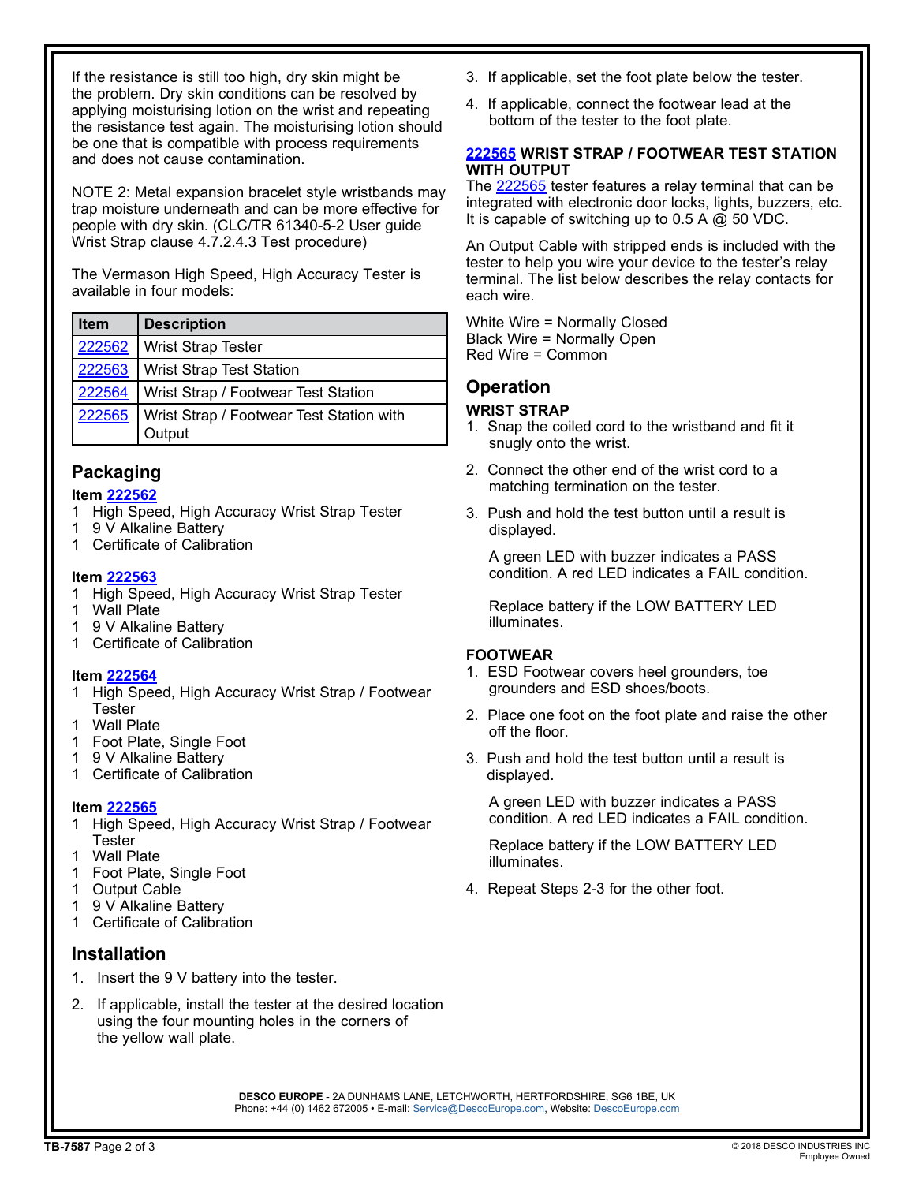If the resistance is still too high, dry skin might be the problem. Dry skin conditions can be resolved by applying moisturising lotion on the wrist and repeating the resistance test again. The moisturising lotion should be one that is compatible with process requirements and does not cause contamination.

NOTE 2: Metal expansion bracelet style wristbands may trap moisture underneath and can be more effective for people with dry skin. (CLC/TR 61340-5-2 User guide Wrist Strap clause 4.7.2.4.3 Test procedure)

The Vermason High Speed, High Accuracy Tester is available in four models:

| Item | Description |
|---|---|
| 222562 | Wrist Strap Tester |
| 222563 | Wrist Strap Test Station |
| 222564 | Wrist Strap / Footwear Test Station |
| 222565 | Wrist Strap / Footwear Test Station with Output |

## Packaging

**Item 222562**
1 High Speed, High Accuracy Wrist Strap Tester
1 9 V Alkaline Battery
1 Certificate of Calibration

**Item 222563**
1 High Speed, High Accuracy Wrist Strap Tester
1 Wall Plate
1 9 V Alkaline Battery
1 Certificate of Calibration

**Item 222564**
1 High Speed, High Accuracy Wrist Strap / Footwear Tester
1 Wall Plate
1 Foot Plate, Single Foot
1 9 V Alkaline Battery
1 Certificate of Calibration

**Item 222565**
1 High Speed, High Accuracy Wrist Strap / Footwear Tester
1 Wall Plate
1 Foot Plate, Single Foot
1 Output Cable
1 9 V Alkaline Battery
1 Certificate of Calibration

## Installation

1. Insert the 9 V battery into the tester.
2. If applicable, install the tester at the desired location using the four mounting holes in the corners of the yellow wall plate.
3. If applicable, set the foot plate below the tester.
4. If applicable, connect the footwear lead at the bottom of the tester to the foot plate.

### 222565 WRIST STRAP / FOOTWEAR TEST STATION WITH OUTPUT

The 222565 tester features a relay terminal that can be integrated with electronic door locks, lights, buzzers, etc. It is capable of switching up to 0.5 A @ 50 VDC.

An Output Cable with stripped ends is included with the tester to help you wire your device to the tester's relay terminal. The list below describes the relay contacts for each wire.

White Wire = Normally Closed
Black Wire = Normally Open
Red Wire = Common

## Operation

### WRIST STRAP

1. Snap the coiled cord to the wristband and fit it snugly onto the wrist.
2. Connect the other end of the wrist cord to a matching termination on the tester.
3. Push and hold the test button until a result is displayed.

   A green LED with buzzer indicates a PASS condition. A red LED indicates a FAIL condition.

   Replace battery if the LOW BATTERY LED illuminates.

### FOOTWEAR

1. ESD Footwear covers heel grounders, toe grounders and ESD shoes/boots.
2. Place one foot on the foot plate and raise the other off the floor.
3. Push and hold the test button until a result is displayed.

   A green LED with buzzer indicates a PASS condition. A red LED indicates a FAIL condition.

   Replace battery if the LOW BATTERY LED illuminates.

4. Repeat Steps 2-3 for the other foot.

**DESCO EUROPE** - 2A DUNHAMS LANE, LETCHWORTH, HERTFORDSHIRE, SG6 1BE, UK
Phone: +44 (0) 1462 672005 • E-mail: Service@DescoEurope.com, Website: DescoEurope.com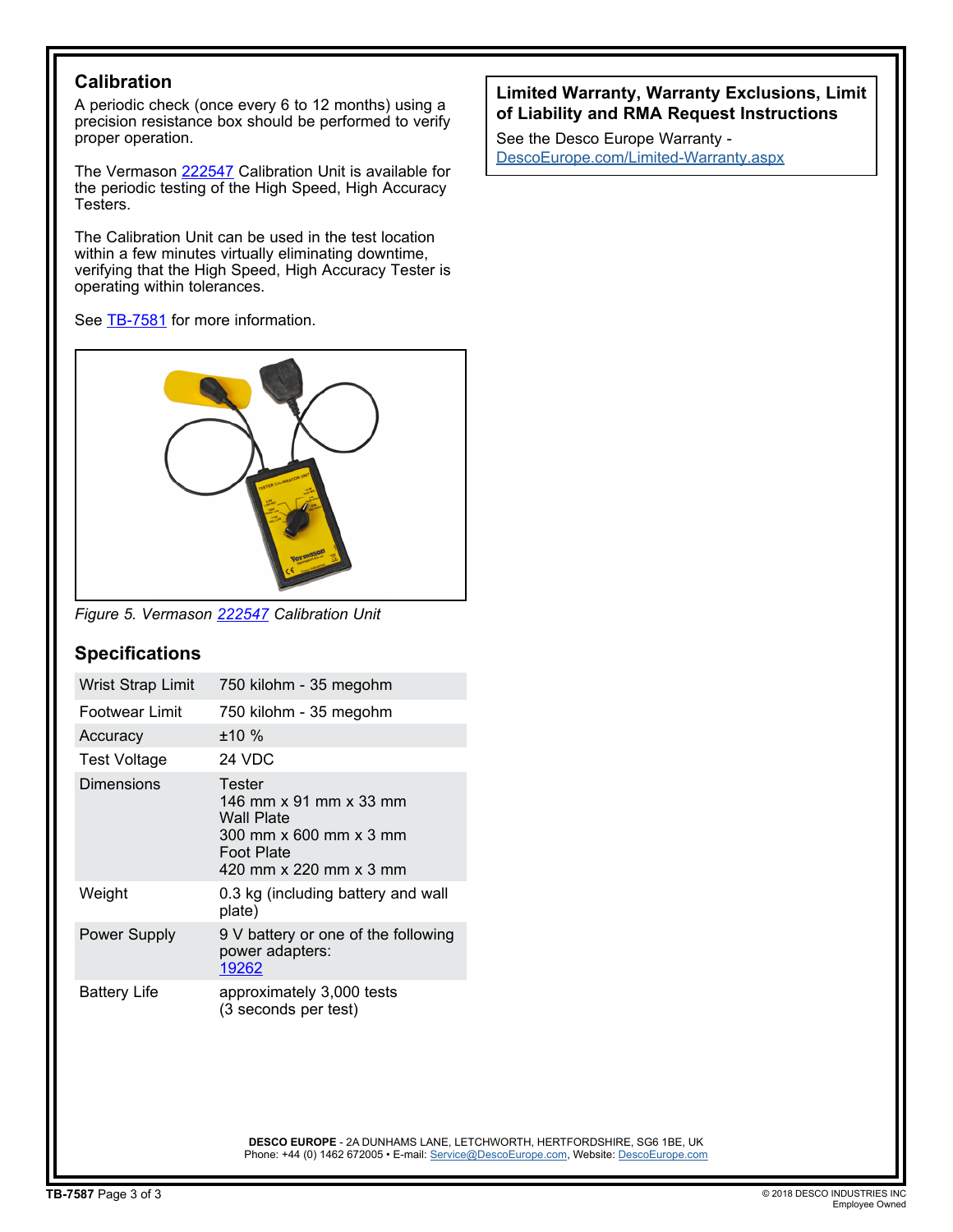## Calibration

A periodic check (once every 6 to 12 months) using a precision resistance box should be performed to verify proper operation.

The Vermason 222547 Calibration Unit is available for the periodic testing of the High Speed, High Accuracy Testers.

The Calibration Unit can be used in the test location within a few minutes virtually eliminating downtime, verifying that the High Speed, High Accuracy Tester is operating within tolerances.

See TB-7581 for more information.

*Figure 5. Vermason 222547 Calibration Unit*

## Specifications

| | |
|---|---|
| Wrist Strap Limit | 750 kilohm - 35 megohm |
| Footwear Limit | 750 kilohm - 35 megohm |
| Accuracy | ±10 % |
| Test Voltage | 24 VDC |
| Dimensions | Tester<br>146 mm x 91 mm x 33 mm<br>Wall Plate<br>300 mm x 600 mm x 3 mm<br>Foot Plate<br>420 mm x 220 mm x 3 mm |
| Weight | 0.3 kg (including battery and wall plate) |
| Power Supply | 9 V battery or one of the following power adapters:<br>19262 |
| Battery Life | approximately 3,000 tests<br>(3 seconds per test) |

### Limited Warranty, Warranty Exclusions, Limit of Liability and RMA Request Instructions

See the Desco Europe Warranty - DescoEurope.com/Limited-Warranty.aspx

**DESCO EUROPE** - 2A DUNHAMS LANE, LETCHWORTH, HERTFORDSHIRE, SG6 1BE, UK
Phone: +44 (0) 1462 672005 • E-mail: Service@DescoEurope.com, Website: DescoEurope.com

© 2018 DESCO INDUSTRIES INC
Employee Owned